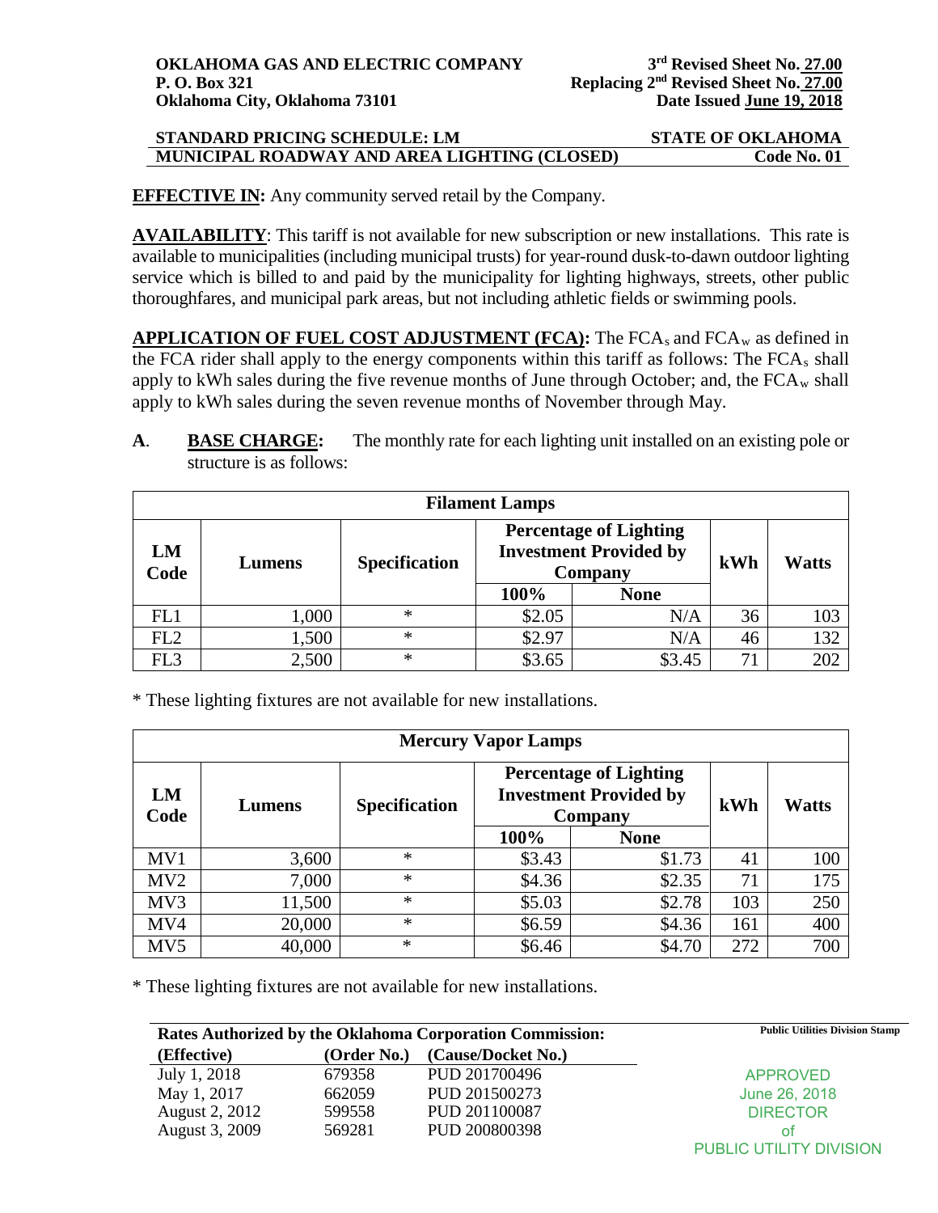**OKLAHOMA GAS AND ELECTRIC COMPANY**
**P. O. Box 321**
**Oklahoma City, Oklahoma 73101**

**3rd Revised Sheet No. 27.00**
**Replacing 2nd Revised Sheet No. 27.00**
**Date Issued June 19, 2018**

**STANDARD PRICING SCHEDULE: LM** — **STATE OF OKLAHOMA**
**MUNICIPAL ROADWAY AND AREA LIGHTING (CLOSED)** — **Code No. 01**

**EFFECTIVE IN:** Any community served retail by the Company.

**AVAILABILITY**: This tariff is not available for new subscription or new installations. This rate is available to municipalities (including municipal trusts) for year-round dusk-to-dawn outdoor lighting service which is billed to and paid by the municipality for lighting highways, streets, other public thoroughfares, and municipal park areas, but not including athletic fields or swimming pools.

**APPLICATION OF FUEL COST ADJUSTMENT (FCA):** The $FCA_s$ and $FCA_w$ as defined in the FCA rider shall apply to the energy components within this tariff as follows: The $FCA_s$ shall apply to kWh sales during the five revenue months of June through October; and, the $FCA_w$ shall apply to kWh sales during the seven revenue months of November through May.

**A. BASE CHARGE:** The monthly rate for each lighting unit installed on an existing pole or structure is as follows:

| Filamant Lamps | | | | | | |
|---|---|---|---|---|---|---|
| **LM Code** | **Lumens** | **Specification** | **Percentage of Lighting Investment Provided by Company** | | **kWh** | **Watts** |
| | | | **100%** | **None** | | |
| FL1 | 1,000 | * | $2.05 | N/A | 36 | 103 |
| FL2 | 1,500 | * | $2.97 | N/A | 46 | 132 |
| FL3 | 2,500 | * | $3.65 | $3.45 | 71 | 202 |

* These lighting fixtures are not available for new installations.

| Mercury Vapor Lamps | | | | | | |
|---|---|---|---|---|---|---|
| **LM Code** | **Lumens** | **Specification** | **Percentage of Lighting Investment Provided by Company** | | **kWh** | **Watts** |
| | | | **100%** | **None** | | |
| MV1 | 3,600 | * | $3.43 | $1.73 | 41 | 100 |
| MV2 | 7,000 | * | $4.36 | $2.35 | 71 | 175 |
| MV3 | 11,500 | * | $5.03 | $2.78 | 103 | 250 |
| MV4 | 20,000 | * | $6.59 | $4.36 | 161 | 400 |
| MV5 | 40,000 | * | $6.46 | $4.70 | 272 | 700 |

* These lighting fixtures are not available for new installations.

**Rates Authorized by the Oklahoma Corporation Commission:**

| (Effective) | (Order No.) | (Cause/Docket No.) |
|---|---|---|
| July 1, 2018 | 679358 | PUD 201700496 |
| May 1, 2017 | 662059 | PUD 201500273 |
| August 2, 2012 | 599558 | PUD 201100087 |
| August 3, 2009 | 569281 | PUD 200800398 |

**Public Utilities Division Stamp**

APPROVED
June 26, 2018
DIRECTOR
of
PUBLIC UTILITY DIVISION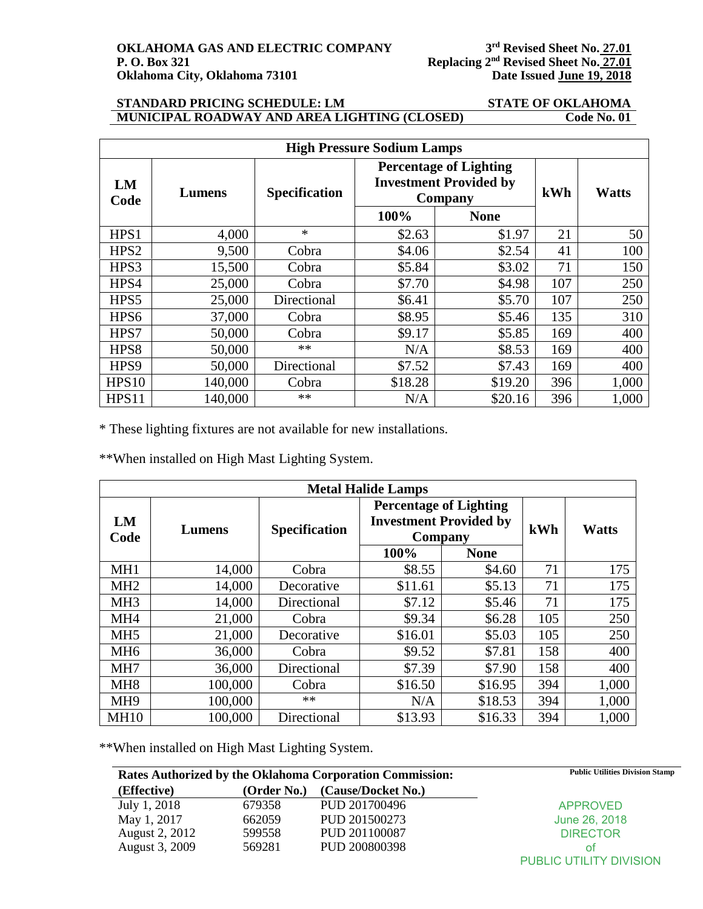**OKLAHOMA GAS AND ELECTRIC COMPANY**
**P. O. Box 321**
**Oklahoma City, Oklahoma 73101**

**3rd Revised Sheet No. 27.01**
**Replacing 2nd Revised Sheet No. 27.01**
**Date Issued June 19, 2018**

**STANDARD PRICING SCHEDULE: LM** — **STATE OF OKLAHOMA**
**MUNICIPAL ROADWAY AND AREA LIGHTING (CLOSED)** — **Code No. 01**

| High Pressure Sodium Lamps | | | | | | |
|---|---|---|---|---|---|---|
| LM Code | Lumens | Specification | Percentage of Lighting Investment Provided by Company | | kWh | Watts |
| | | | 100% | None | | |
| HPS1 | 4,000 | * | $2.63 | $1.97 | 21 | 50 |
| HPS2 | 9,500 | Cobra | $4.06 | $2.54 | 41 | 100 |
| HPS3 | 15,500 | Cobra | $5.84 | $3.02 | 71 | 150 |
| HPS4 | 25,000 | Cobra | $7.70 | $4.98 | 107 | 250 |
| HPS5 | 25,000 | Directional | $6.41 | $5.70 | 107 | 250 |
| HPS6 | 37,000 | Cobra | $8.95 | $5.46 | 135 | 310 |
| HPS7 | 50,000 | Cobra | $9.17 | $5.85 | 169 | 400 |
| HPS8 | 50,000 | ** | N/A | $8.53 | 169 | 400 |
| HPS9 | 50,000 | Directional | $7.52 | $7.43 | 169 | 400 |
| HPS10 | 140,000 | Cobra | $18.28 | $19.20 | 396 | 1,000 |
| HPS11 | 140,000 | ** | N/A | $20.16 | 396 | 1,000 |

* These lighting fixtures are not available for new installations.

**When installed on High Mast Lighting System.

| Metal Halide Lamps | | | | | | |
|---|---|---|---|---|---|---|
| LM Code | Lumens | Specification | Percentage of Lighting Investment Provided by Company | | kWh | Watts |
| | | | 100% | None | | |
| MH1 | 14,000 | Cobra | $8.55 | $4.60 | 71 | 175 |
| MH2 | 14,000 | Decorative | $11.61 | $5.13 | 71 | 175 |
| MH3 | 14,000 | Directional | $7.12 | $5.46 | 71 | 175 |
| MH4 | 21,000 | Cobra | $9.34 | $6.28 | 105 | 250 |
| MH5 | 21,000 | Decorative | $16.01 | $5.03 | 105 | 250 |
| MH6 | 36,000 | Cobra | $9.52 | $7.81 | 158 | 400 |
| MH7 | 36,000 | Directional | $7.39 | $7.90 | 158 | 400 |
| MH8 | 100,000 | Cobra | $16.50 | $16.95 | 394 | 1,000 |
| MH9 | 100,000 | ** | N/A | $18.53 | 394 | 1,000 |
| MH10 | 100,000 | Directional | $13.93 | $16.33 | 394 | 1,000 |

**When installed on High Mast Lighting System.

**Rates Authorized by the Oklahoma Corporation Commission:**

| (Effective) | (Order No.) | (Cause/Docket No.) |
|---|---|---|
| July 1, 2018 | 679358 | PUD 201700496 |
| May 1, 2017 | 662059 | PUD 201500273 |
| August 2, 2012 | 599558 | PUD 201100087 |
| August 3, 2009 | 569281 | PUD 200800398 |

**Public Utilities Division Stamp**

APPROVED
June 26, 2018
DIRECTOR
of
PUBLIC UTILITY DIVISION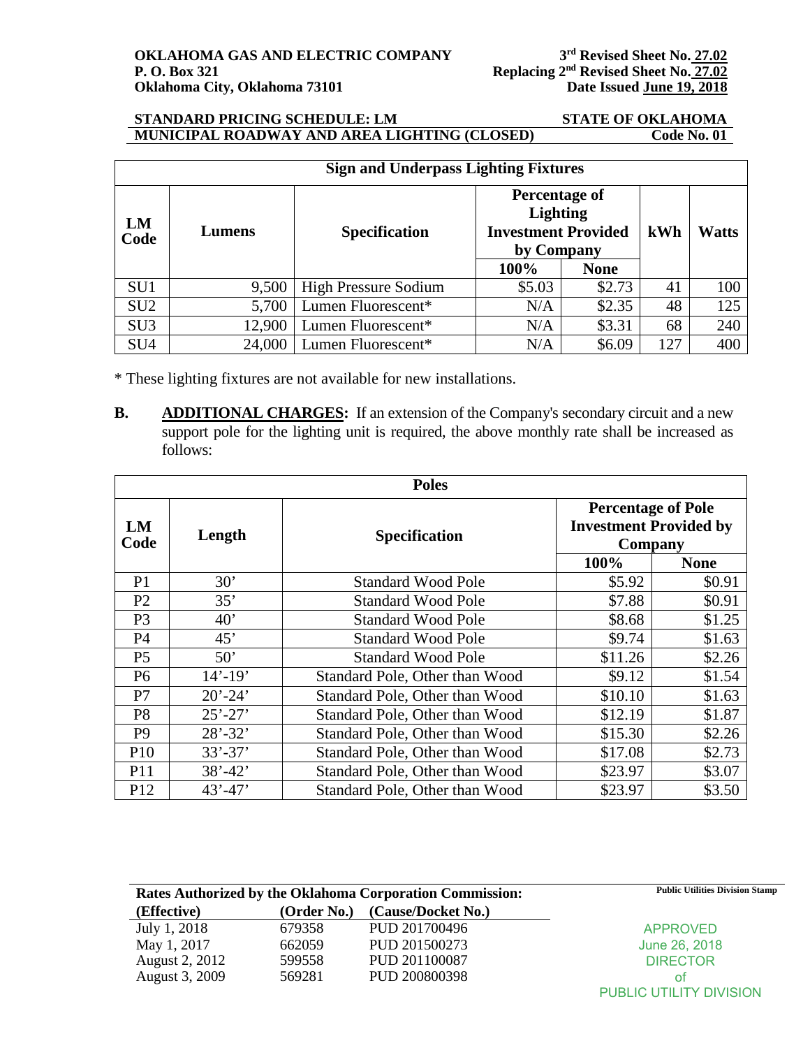**OKLAHOMA GAS AND ELECTRIC COMPANY**
**P. O. Box 321**
**Oklahoma City, Oklahoma 73101**

**3rd Revised Sheet No. 27.02**
**Replacing 2nd Revised Sheet No. 27.02**
**Date Issued June 19, 2018**

**STANDARD PRICING SCHEDULE: LM** — **STATE OF OKLAHOMA**
**MUNICIPAL ROADWAY AND AREA LIGHTING (CLOSED)** — **Code No. 01**

| **Sign and Underpass Lighting Fixtures** | | | | | | |
|---|---|---|---|---|---|---|
| **LM Code** | **Lumens** | **Specification** | **Percentage of Lighting Investment Provided by Company** | | **kWh** | **Watts** |
| | | | **100%** | **None** | | |
| SU1 | 9,500 | High Pressure Sodium | $5.03 | $2.73 | 41 | 100 |
| SU2 | 5,700 | Lumen Fluorescent* | N/A | $2.35 | 48 | 125 |
| SU3 | 12,900 | Lumen Fluorescent* | N/A | $3.31 | 68 | 240 |
| SU4 | 24,000 | Lumen Fluorescent* | N/A | $6.09 | 127 | 400 |

* These lighting fixtures are not available for new installations.

**B. ADDITIONAL CHARGES:** If an extension of the Company's secondary circuit and a new support pole for the lighting unit is required, the above monthly rate shall be increased as follows:

| **Poles** | | | | |
|---|---|---|---|---|
| **LM Code** | **Length** | **Specification** | **Percentage of Pole Investment Provided by Company** | |
| | | | **100%** | **None** |
| P1 | 30' | Standard Wood Pole | $5.92 | $0.91 |
| P2 | 35' | Standard Wood Pole | $7.88 | $0.91 |
| P3 | 40' | Standard Wood Pole | $8.68 | $1.25 |
| P4 | 45' | Standard Wood Pole | $9.74 | $1.63 |
| P5 | 50' | Standard Wood Pole | $11.26 | $2.26 |
| P6 | 14'-19' | Standard Pole, Other than Wood | $9.12 | $1.54 |
| P7 | 20'-24' | Standard Pole, Other than Wood | $10.10 | $1.63 |
| P8 | 25'-27' | Standard Pole, Other than Wood | $12.19 | $1.87 |
| P9 | 28'-32' | Standard Pole, Other than Wood | $15.30 | $2.26 |
| P10 | 33'-37' | Standard Pole, Other than Wood | $17.08 | $2.73 |
| P11 | 38'-42' | Standard Pole, Other than Wood | $23.97 | $3.07 |
| P12 | 43'-47' | Standard Pole, Other than Wood | $23.97 | $3.50 |

**Rates Authorized by the Oklahoma Corporation Commission:**

| (Effective) | (Order No.) | (Cause/Docket No.) |
|---|---|---|
| July 1, 2018 | 679358 | PUD 201700496 |
| May 1, 2017 | 662059 | PUD 201500273 |
| August 2, 2012 | 599558 | PUD 201100087 |
| August 3, 2009 | 569281 | PUD 200800398 |

**Public Utilities Division Stamp**

APPROVED
June 26, 2018
DIRECTOR
of
PUBLIC UTILITY DIVISION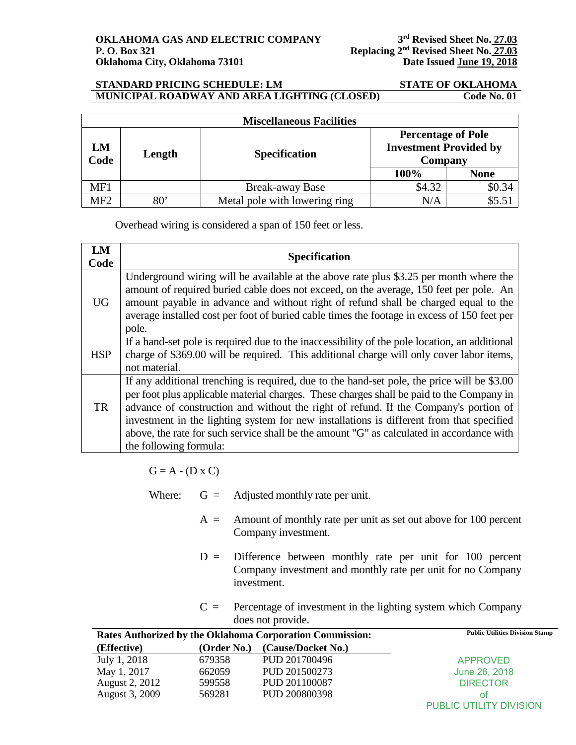**OKLAHOMA GAS AND ELECTRIC COMPANY**
**P. O. Box 321**
**Oklahoma City, Oklahoma 73101**

**3rd Revised Sheet No. 27.03**
**Replacing 2nd Revised Sheet No. 27.03**
**Date Issued June 19, 2018**

**STANDARD PRICING SCHEDULE: LM** — **STATE OF OKLAHOMA**
**MUNICIPAL ROADWAY AND AREA LIGHTING (CLOSED)** — **Code No. 01**

| Miscellaneous Facilities | | | | |
|---|---|---|---|---|
| **LM Code** | **Length** | **Specification** | **Percentage of Pole Investment Provided by Company** | |
| | | | **100%** | **None** |
| MF1 | | Break-away Base | $4.32 | $0.34 |
| MF2 | 80' | Metal pole with lowering ring | N/A | $5.51 |

Overhead wiring is considered a span of 150 feet or less.

| LM Code | Specification |
|---|---|
| UG | Underground wiring will be available at the above rate plus $3.25 per month where the amount of required buried cable does not exceed, on the average, 150 feet per pole. An amount payable in advance and without right of refund shall be charged equal to the average installed cost per foot of buried cable times the footage in excess of 150 feet per pole. |
| HSP | If a hand-set pole is required due to the inaccessibility of the pole location, an additional charge of $369.00 will be required. This additional charge will only cover labor items, not material. |
| TR | If any additional trenching is required, due to the hand-set pole, the price will be $3.00 per foot plus applicable material charges. These charges shall be paid to the Company in advance of construction and without the right of refund. If the Company's portion of investment in the lighting system for new installations is different from that specified above, the rate for such service shall be the amount "G" as calculated in accordance with the following formula: |

$$G = A - (D \times C)$$

Where:
- $G$ = Adjusted monthly rate per unit.
- $A$ = Amount of monthly rate per unit as set out above for 100 percent Company investment.
- $D$ = Difference between monthly rate per unit for 100 percent Company investment and monthly rate per unit for no Company investment.
- $C$ = Percentage of investment in the lighting system which Company does not provide.

**Rates Authorized by the Oklahoma Corporation Commission:**

| (Effective) | (Order No.) | (Cause/Docket No.) |
|---|---|---|
| July 1, 2018 | 679358 | PUD 201700496 |
| May 1, 2017 | 662059 | PUD 201500273 |
| August 2, 2012 | 599558 | PUD 201100087 |
| August 3, 2009 | 569281 | PUD 200800398 |

Public Utilities Division Stamp

APPROVED
June 26, 2018
DIRECTOR
of
PUBLIC UTILITY DIVISION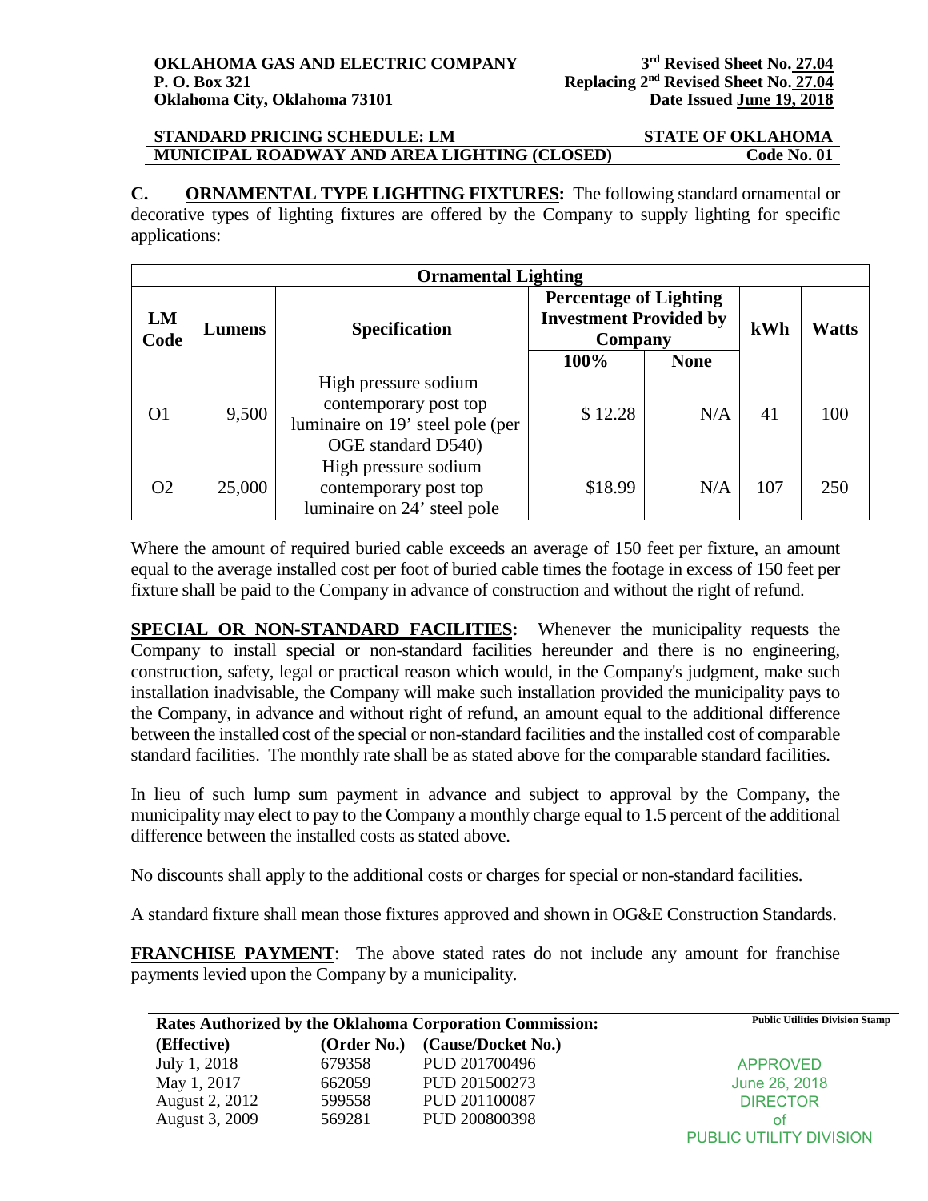**C. ORNAMENTAL TYPE LIGHTING FIXTURES:** The following standard ornamental or decorative types of lighting fixtures are offered by the Company to supply lighting for specific applications:

| Ornamental Lighting | | | | | | |
|---|---|---|---|---|---|---|
| LM Code | Lumens | Specification | Percentage of Lighting Investment Provided by Company | | kWh | Watts |
| | | | 100% | None | | |
| O1 | 9,500 | High pressure sodium contemporary post top luminaire on 19' steel pole (per OGE standard D540) | $ 12.28 | N/A | 41 | 100 |
| O2 | 25,000 | High pressure sodium contemporary post top luminaire on 24' steel pole | $18.99 | N/A | 107 | 250 |

Where the amount of required buried cable exceeds an average of 150 feet per fixture, an amount equal to the average installed cost per foot of buried cable times the footage in excess of 150 feet per fixture shall be paid to the Company in advance of construction and without the right of refund.

**SPECIAL OR NON-STANDARD FACILITIES:** Whenever the municipality requests the Company to install special or non-standard facilities hereunder and there is no engineering, construction, safety, legal or practical reason which would, in the Company's judgment, make such installation inadvisable, the Company will make such installation provided the municipality pays to the Company, in advance and without right of refund, an amount equal to the additional difference between the installed cost of the special or non-standard facilities and the installed cost of comparable standard facilities. The monthly rate shall be as stated above for the comparable standard facilities.

In lieu of such lump sum payment in advance and subject to approval by the Company, the municipality may elect to pay to the Company a monthly charge equal to 1.5 percent of the additional difference between the installed costs as stated above.

No discounts shall apply to the additional costs or charges for special or non-standard facilities.

A standard fixture shall mean those fixtures approved and shown in OG&E Construction Standards.

**FRANCHISE PAYMENT**: The above stated rates do not include any amount for franchise payments levied upon the Company by a municipality.

| Rates Authorized by the Oklahoma Corporation Commission: | | |
|---|---|---|
| (Effective) | (Order No.) | (Cause/Docket No.) |
| July 1, 2018 | 679358 | PUD 201700496 |
| May 1, 2017 | 662059 | PUD 201500273 |
| August 2, 2012 | 599558 | PUD 201100087 |
| August 3, 2009 | 569281 | PUD 200800398 |

Public Utilities Division Stamp

APPROVED
June 26, 2018
DIRECTOR
of
PUBLIC UTILITY DIVISION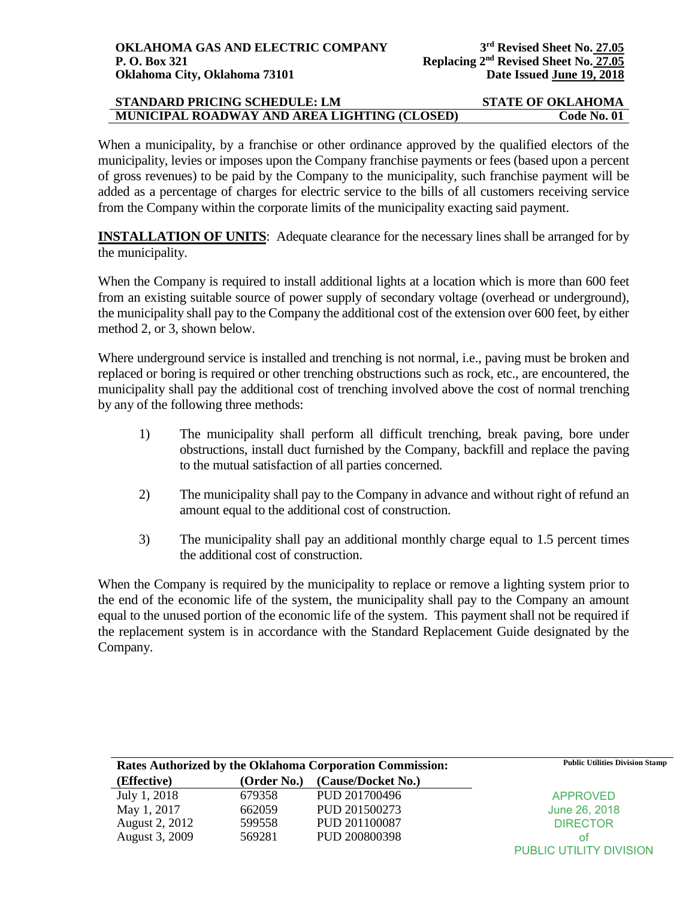When a municipality, by a franchise or other ordinance approved by the qualified electors of the municipality, levies or imposes upon the Company franchise payments or fees (based upon a percent of gross revenues) to be paid by the Company to the municipality, such franchise payment will be added as a percentage of charges for electric service to the bills of all customers receiving service from the Company within the corporate limits of the municipality exacting said payment.

**INSTALLATION OF UNITS**: Adequate clearance for the necessary lines shall be arranged for by the municipality.

When the Company is required to install additional lights at a location which is more than 600 feet from an existing suitable source of power supply of secondary voltage (overhead or underground), the municipality shall pay to the Company the additional cost of the extension over 600 feet, by either method 2, or 3, shown below.

Where underground service is installed and trenching is not normal, i.e., paving must be broken and replaced or boring is required or other trenching obstructions such as rock, etc., are encountered, the municipality shall pay the additional cost of trenching involved above the cost of normal trenching by any of the following three methods:

1) The municipality shall perform all difficult trenching, break paving, bore under obstructions, install duct furnished by the Company, backfill and replace the paving to the mutual satisfaction of all parties concerned.

2) The municipality shall pay to the Company in advance and without right of refund an amount equal to the additional cost of construction.

3) The municipality shall pay an additional monthly charge equal to 1.5 percent times the additional cost of construction.

When the Company is required by the municipality to replace or remove a lighting system prior to the end of the economic life of the system, the municipality shall pay to the Company an amount equal to the unused portion of the economic life of the system. This payment shall not be required if the replacement system is in accordance with the Standard Replacement Guide designated by the Company.

**Rates Authorized by the Oklahoma Corporation Commission:**

| (Effective) | (Order No.) | (Cause/Docket No.) |
|---|---|---|
| July 1, 2018 | 679358 | PUD 201700496 |
| May 1, 2017 | 662059 | PUD 201500273 |
| August 2, 2012 | 599558 | PUD 201100087 |
| August 3, 2009 | 569281 | PUD 200800398 |

Public Utilities Division Stamp

APPROVED
June 26, 2018
DIRECTOR
of
PUBLIC UTILITY DIVISION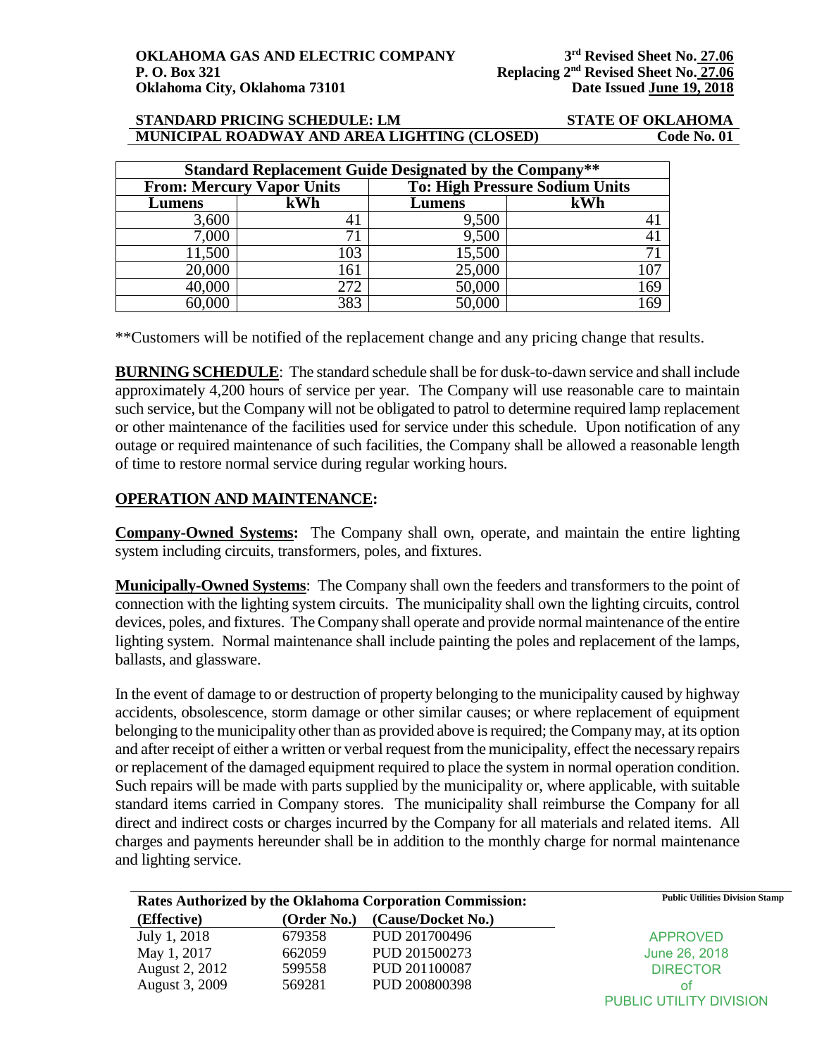| Standard Replacement Guide Designated by the Company** | | | |
|---|---|---|---|
| From: Mercury Vapor Units | | To: High Pressure Sodium Units | |
| Lumens | kWh | Lumens | kWh |
| 3,600 | 41 | 9,500 | 41 |
| 7,000 | 71 | 9,500 | 41 |
| 11,500 | 103 | 15,500 | 71 |
| 20,000 | 161 | 25,000 | 107 |
| 40,000 | 272 | 50,000 | 169 |
| 60,000 | 383 | 50,000 | 169 |

**Customers will be notified of the replacement change and any pricing change that results.

**BURNING SCHEDULE**: The standard schedule shall be for dusk-to-dawn service and shall include approximately 4,200 hours of service per year. The Company will use reasonable care to maintain such service, but the Company will not be obligated to patrol to determine required lamp replacement or other maintenance of the facilities used for service under this schedule. Upon notification of any outage or required maintenance of such facilities, the Company shall be allowed a reasonable length of time to restore normal service during regular working hours.

## OPERATION AND MAINTENANCE:

**Company-Owned Systems:** The Company shall own, operate, and maintain the entire lighting system including circuits, transformers, poles, and fixtures.

**Municipally-Owned Systems**: The Company shall own the feeders and transformers to the point of connection with the lighting system circuits. The municipality shall own the lighting circuits, control devices, poles, and fixtures. The Company shall operate and provide normal maintenance of the entire lighting system. Normal maintenance shall include painting the poles and replacement of the lamps, ballasts, and glassware.

In the event of damage to or destruction of property belonging to the municipality caused by highway accidents, obsolescence, storm damage or other similar causes; or where replacement of equipment belonging to the municipality other than as provided above is required; the Company may, at its option and after receipt of either a written or verbal request from the municipality, effect the necessary repairs or replacement of the damaged equipment required to place the system in normal operation condition. Such repairs will be made with parts supplied by the municipality or, where applicable, with suitable standard items carried in Company stores. The municipality shall reimburse the Company for all direct and indirect costs or charges incurred by the Company for all materials and related items. All charges and payments hereunder shall be in addition to the monthly charge for normal maintenance and lighting service.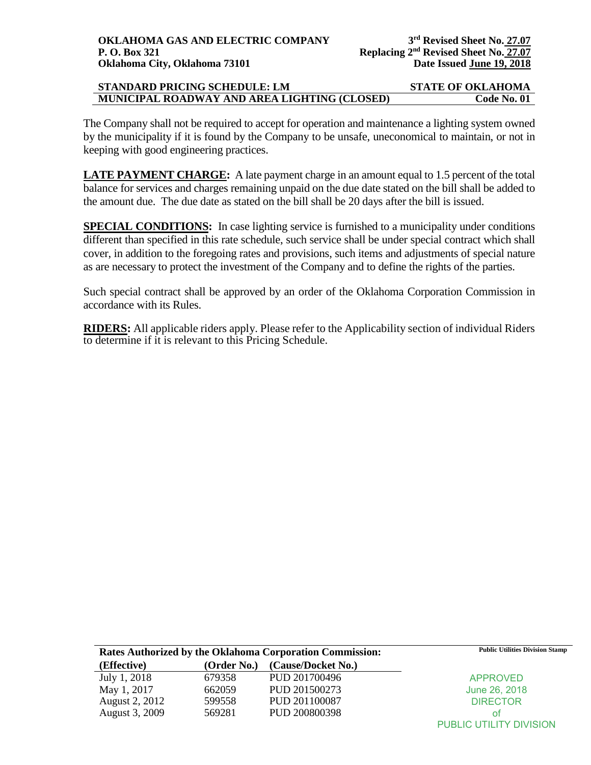The Company shall not be required to accept for operation and maintenance a lighting system owned by the municipality if it is found by the Company to be unsafe, uneconomical to maintain, or not in keeping with good engineering practices.

**LATE PAYMENT CHARGE:** A late payment charge in an amount equal to 1.5 percent of the total balance for services and charges remaining unpaid on the due date stated on the bill shall be added to the amount due. The due date as stated on the bill shall be 20 days after the bill is issued.

**SPECIAL CONDITIONS:** In case lighting service is furnished to a municipality under conditions different than specified in this rate schedule, such service shall be under special contract which shall cover, in addition to the foregoing rates and provisions, such items and adjustments of special nature as are necessary to protect the investment of the Company and to define the rights of the parties.

Such special contract shall be approved by an order of the Oklahoma Corporation Commission in accordance with its Rules.

**RIDERS:** All applicable riders apply. Please refer to the Applicability section of individual Riders to determine if it is relevant to this Pricing Schedule.

**Rates Authorized by the Oklahoma Corporation Commission:**

| (Effective) | (Order No.) | (Cause/Docket No.) |
|---|---|---|
| July 1, 2018 | 679358 | PUD 201700496 |
| May 1, 2017 | 662059 | PUD 201500273 |
| August 2, 2012 | 599558 | PUD 201100087 |
| August 3, 2009 | 569281 | PUD 200800398 |

Public Utilities Division Stamp

APPROVED
June 26, 2018
DIRECTOR
of
PUBLIC UTILITY DIVISION